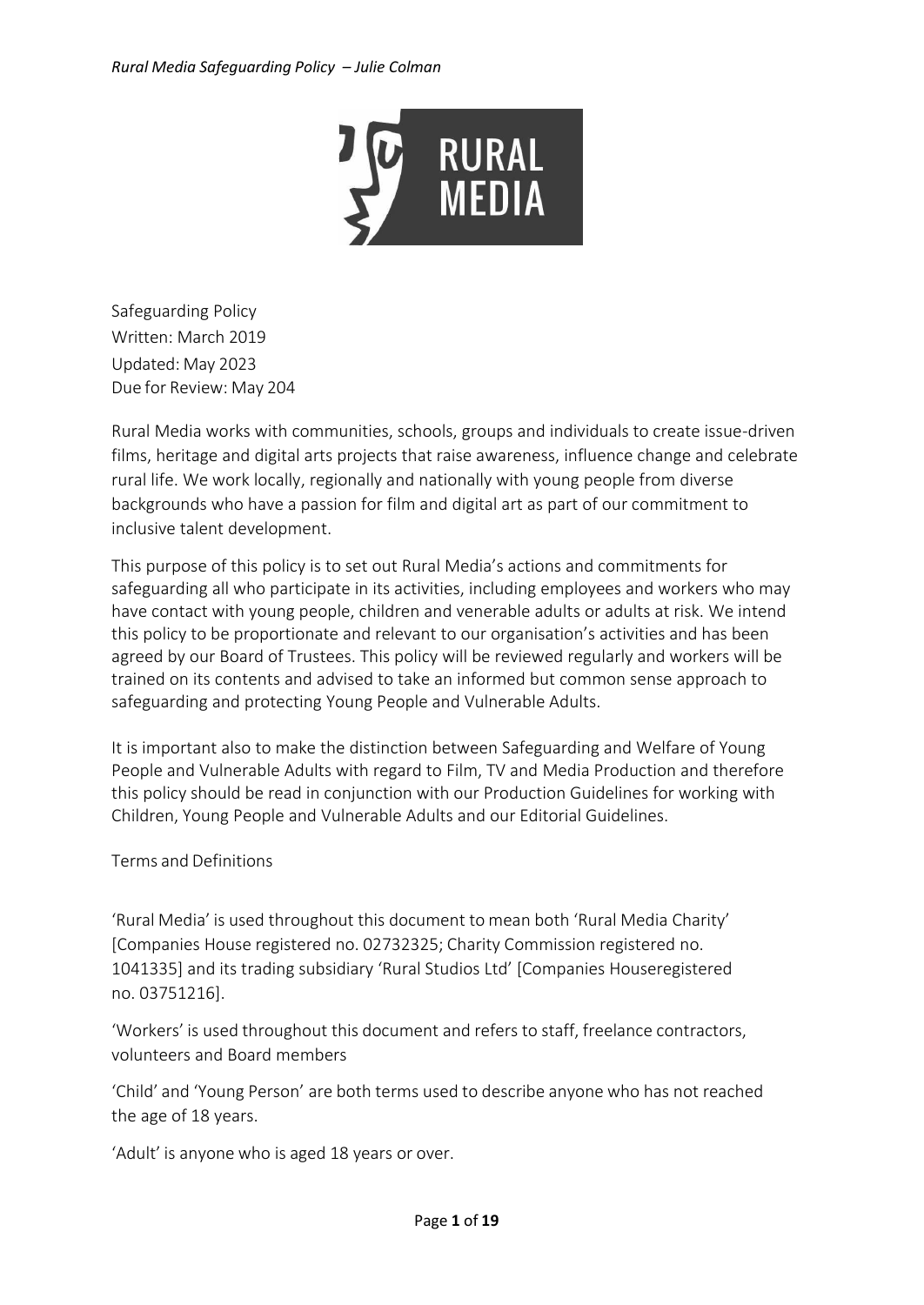Safeguarding Policy
Written: March 2019
Updated: May 2023
Due for Review: May 204

Rural Media works with communities, schools, groups and individuals to create issue-driven films, heritage and digital arts projects that raise awareness, influence change and celebrate rural life. We work locally, regionally and nationally with young people from diverse backgrounds who have a passion for film and digital art as part of our commitment to inclusive talent development.

This purpose of this policy is to set out Rural Media's actions and commitments for safeguarding all who participate in its activities, including employees and workers who may have contact with young people, children and venerable adults or adults at risk. We intend this policy to be proportionate and relevant to our organisation's activities and has been agreed by our Board of Trustees. This policy will be reviewed regularly and workers will be trained on its contents and advised to take an informed but common sense approach to safeguarding and protecting Young People and Vulnerable Adults.

It is important also to make the distinction between Safeguarding and Welfare of Young People and Vulnerable Adults with regard to Film, TV and Media Production and therefore this policy should be read in conjunction with our Production Guidelines for working with Children, Young People and Vulnerable Adults and our Editorial Guidelines.

## Terms and Definitions

'Rural Media' is used throughout this document to mean both 'Rural Media Charity' [Companies House registered no. 02732325; Charity Commission registered no. 1041335] and its trading subsidiary 'Rural Studios Ltd' [Companies Houseregistered no. 03751216].

'Workers' is used throughout this document and refers to staff, freelance contractors, volunteers and Board members

'Child' and 'Young Person' are both terms used to describe anyone who has not reached the age of 18 years.

'Adult' is anyone who is aged 18 years or over.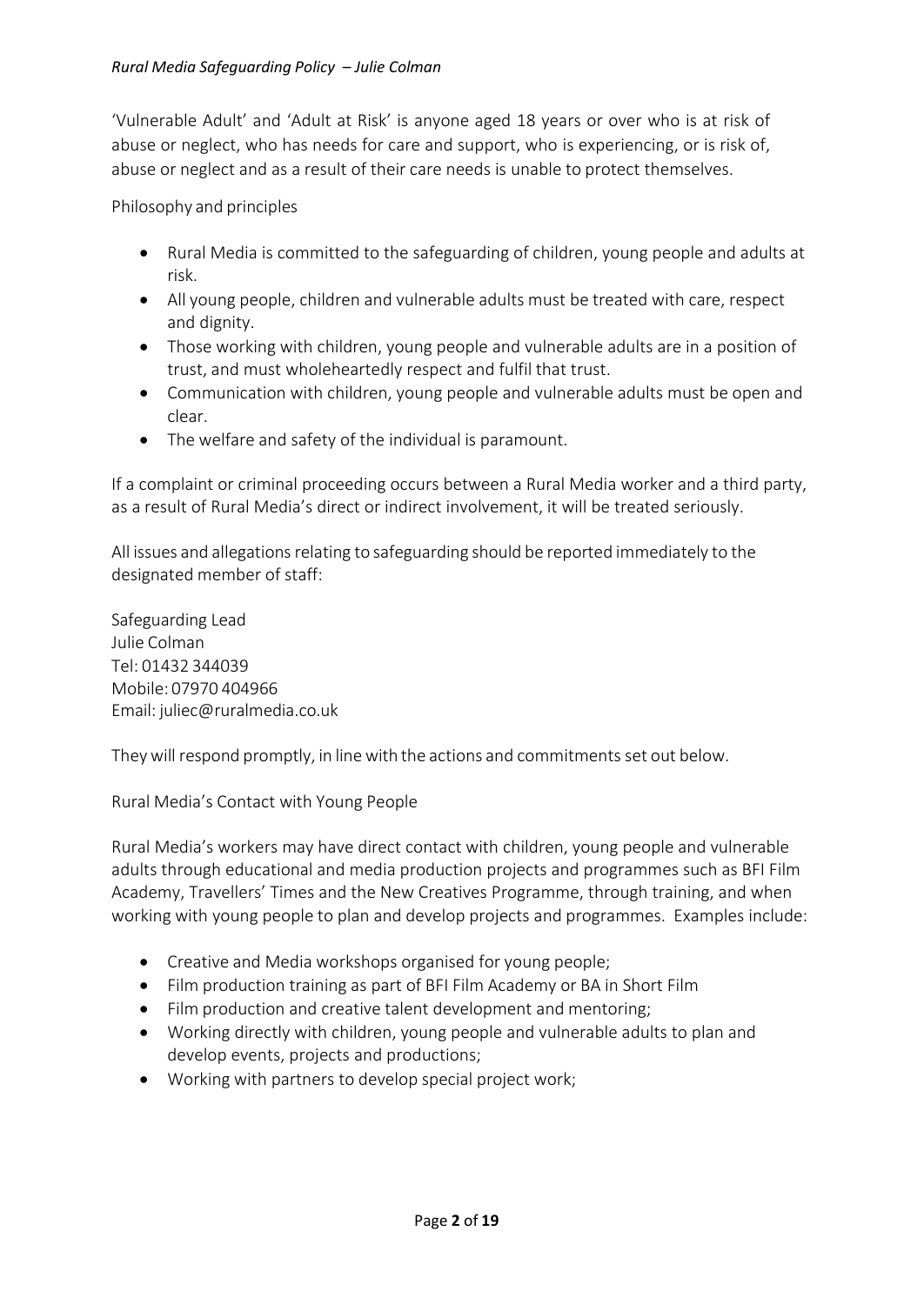'Vulnerable Adult' and 'Adult at Risk' is anyone aged 18 years or over who is at risk of abuse or neglect, who has needs for care and support, who is experiencing, or is risk of, abuse or neglect and as a result of their care needs is unable to protect themselves.

Philosophy and principles

- Rural Media is committed to the safeguarding of children, young people and adults at risk.
- All young people, children and vulnerable adults must be treated with care, respect and dignity.
- Those working with children, young people and vulnerable adults are in a position of trust, and must wholeheartedly respect and fulfil that trust.
- Communication with children, young people and vulnerable adults must be open and clear.
- The welfare and safety of the individual is paramount.

If a complaint or criminal proceeding occurs between a Rural Media worker and a third party, as a result of Rural Media's direct or indirect involvement, it will be treated seriously.

All issues and allegations relating to safeguarding should be reported immediately to the designated member of staff:

Safeguarding Lead
Julie Colman
Tel: 01432 344039
Mobile: 07970 404966
Email: juliec@ruralmedia.co.uk

They will respond promptly, in line with the actions and commitments set out below.

Rural Media's Contact with Young People

Rural Media's workers may have direct contact with children, young people and vulnerable adults through educational and media production projects and programmes such as BFI Film Academy, Travellers' Times and the New Creatives Programme, through training, and when working with young people to plan and develop projects and programmes. Examples include:

- Creative and Media workshops organised for young people;
- Film production training as part of BFI Film Academy or BA in Short Film
- Film production and creative talent development and mentoring;
- Working directly with children, young people and vulnerable adults to plan and develop events, projects and productions;
- Working with partners to develop special project work;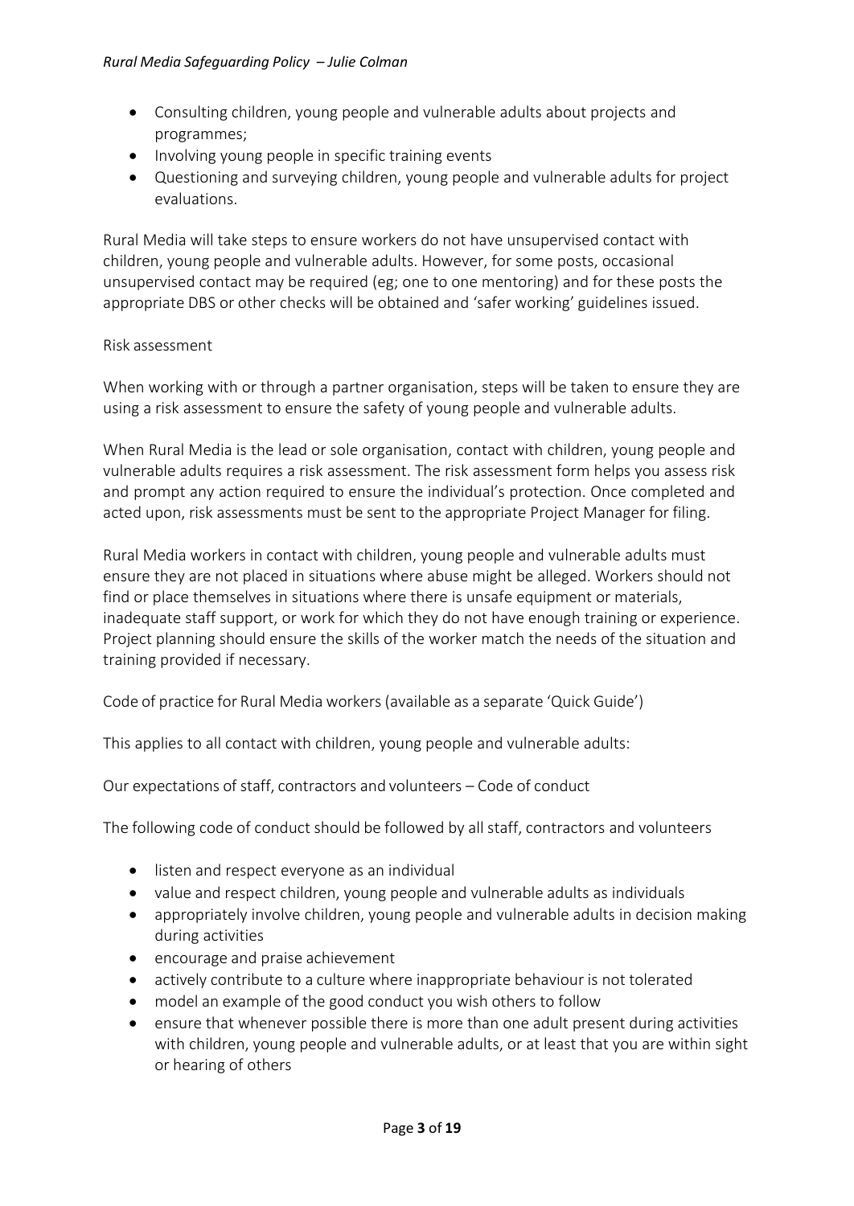- Consulting children, young people and vulnerable adults about projects and programmes;
- Involving young people in specific training events
- Questioning and surveying children, young people and vulnerable adults for project evaluations.

Rural Media will take steps to ensure workers do not have unsupervised contact with children, young people and vulnerable adults. However, for some posts, occasional unsupervised contact may be required (eg; one to one mentoring) and for these posts the appropriate DBS or other checks will be obtained and 'safer working' guidelines issued.

Risk assessment

When working with or through a partner organisation, steps will be taken to ensure they are using a risk assessment to ensure the safety of young people and vulnerable adults.

When Rural Media is the lead or sole organisation, contact with children, young people and vulnerable adults requires a risk assessment. The risk assessment form helps you assess risk and prompt any action required to ensure the individual's protection. Once completed and acted upon, risk assessments must be sent to the appropriate Project Manager for filing.

Rural Media workers in contact with children, young people and vulnerable adults must ensure they are not placed in situations where abuse might be alleged. Workers should not find or place themselves in situations where there is unsafe equipment or materials, inadequate staff support, or work for which they do not have enough training or experience. Project planning should ensure the skills of the worker match the needs of the situation and training provided if necessary.

Code of practice for Rural Media workers (available as a separate 'Quick Guide')

This applies to all contact with children, young people and vulnerable adults:

Our expectations of staff, contractors and volunteers – Code of conduct

The following code of conduct should be followed by all staff, contractors and volunteers

- listen and respect everyone as an individual
- value and respect children, young people and vulnerable adults as individuals
- appropriately involve children, young people and vulnerable adults in decision making during activities
- encourage and praise achievement
- actively contribute to a culture where inappropriate behaviour is not tolerated
- model an example of the good conduct you wish others to follow
- ensure that whenever possible there is more than one adult present during activities with children, young people and vulnerable adults, or at least that you are within sight or hearing of others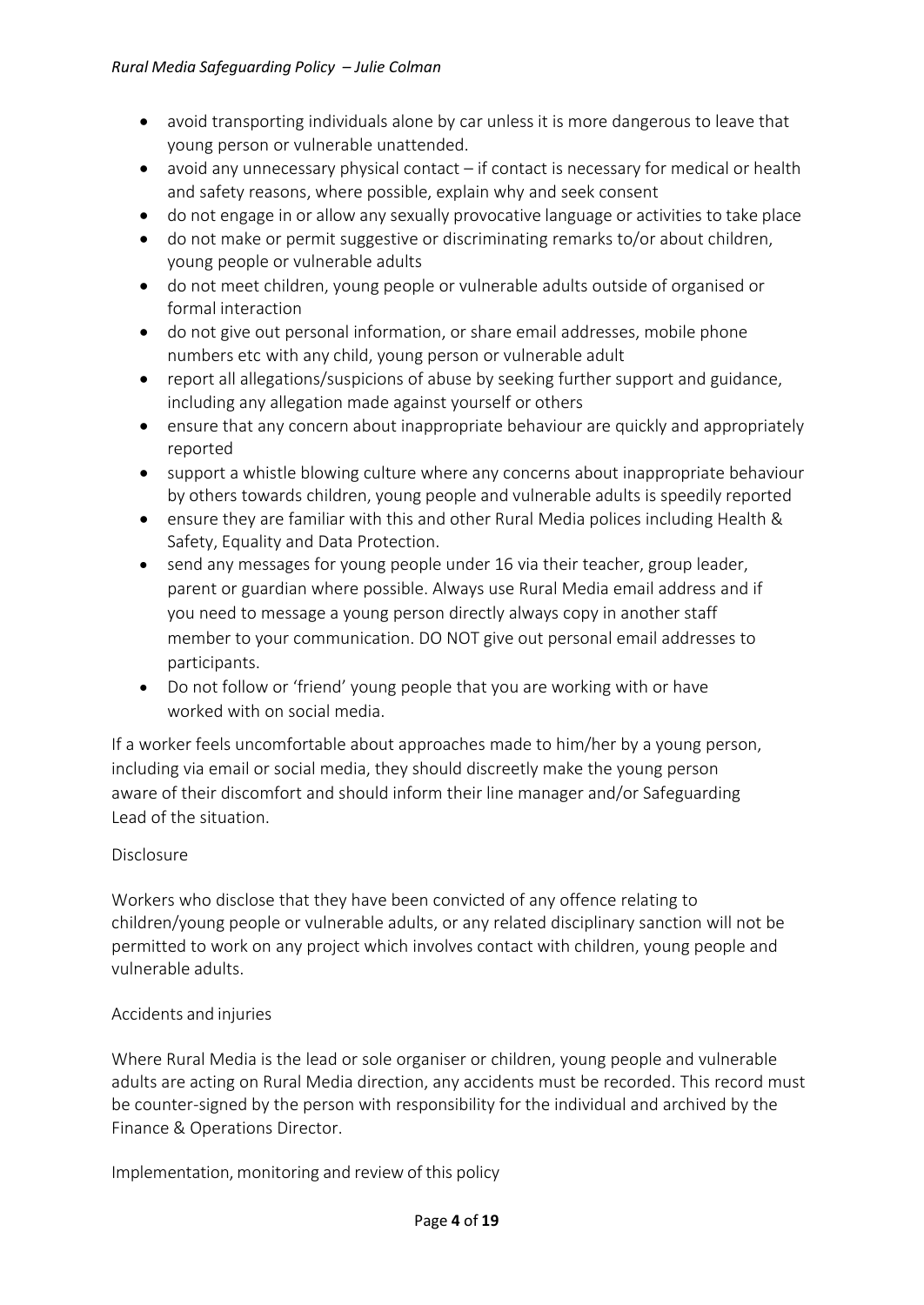- avoid transporting individuals alone by car unless it is more dangerous to leave that young person or vulnerable unattended.
- avoid any unnecessary physical contact – if contact is necessary for medical or health and safety reasons, where possible, explain why and seek consent
- do not engage in or allow any sexually provocative language or activities to take place
- do not make or permit suggestive or discriminating remarks to/or about children, young people or vulnerable adults
- do not meet children, young people or vulnerable adults outside of organised or formal interaction
- do not give out personal information, or share email addresses, mobile phone numbers etc with any child, young person or vulnerable adult
- report all allegations/suspicions of abuse by seeking further support and guidance, including any allegation made against yourself or others
- ensure that any concern about inappropriate behaviour are quickly and appropriately reported
- support a whistle blowing culture where any concerns about inappropriate behaviour by others towards children, young people and vulnerable adults is speedily reported
- ensure they are familiar with this and other Rural Media polices including Health & Safety, Equality and Data Protection.
- send any messages for young people under 16 via their teacher, group leader, parent or guardian where possible. Always use Rural Media email address and if you need to message a young person directly always copy in another staff member to your communication. DO NOT give out personal email addresses to participants.
- Do not follow or 'friend' young people that you are working with or have worked with on social media.

If a worker feels uncomfortable about approaches made to him/her by a young person, including via email or social media, they should discreetly make the young person aware of their discomfort and should inform their line manager and/or Safeguarding Lead of the situation.

## Disclosure

Workers who disclose that they have been convicted of any offence relating to children/young people or vulnerable adults, or any related disciplinary sanction will not be permitted to work on any project which involves contact with children, young people and vulnerable adults.

## Accidents and injuries

Where Rural Media is the lead or sole organiser or children, young people and vulnerable adults are acting on Rural Media direction, any accidents must be recorded. This record must be counter-signed by the person with responsibility for the individual and archived by the Finance & Operations Director.

## Implementation, monitoring and review of this policy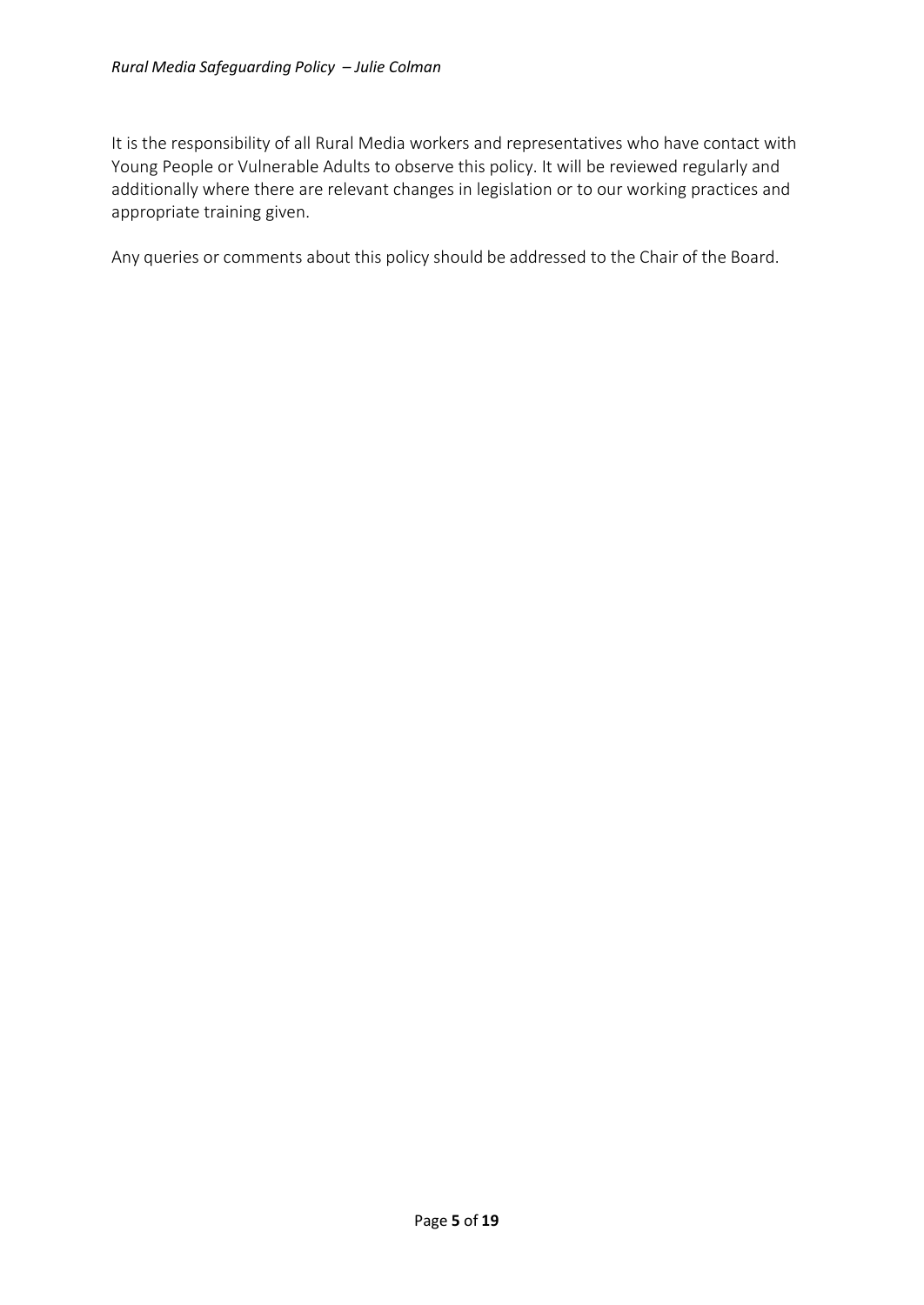It is the responsibility of all Rural Media workers and representatives who have contact with Young People or Vulnerable Adults to observe this policy. It will be reviewed regularly and additionally where there are relevant changes in legislation or to our working practices and appropriate training given.

Any queries or comments about this policy should be addressed to the Chair of the Board.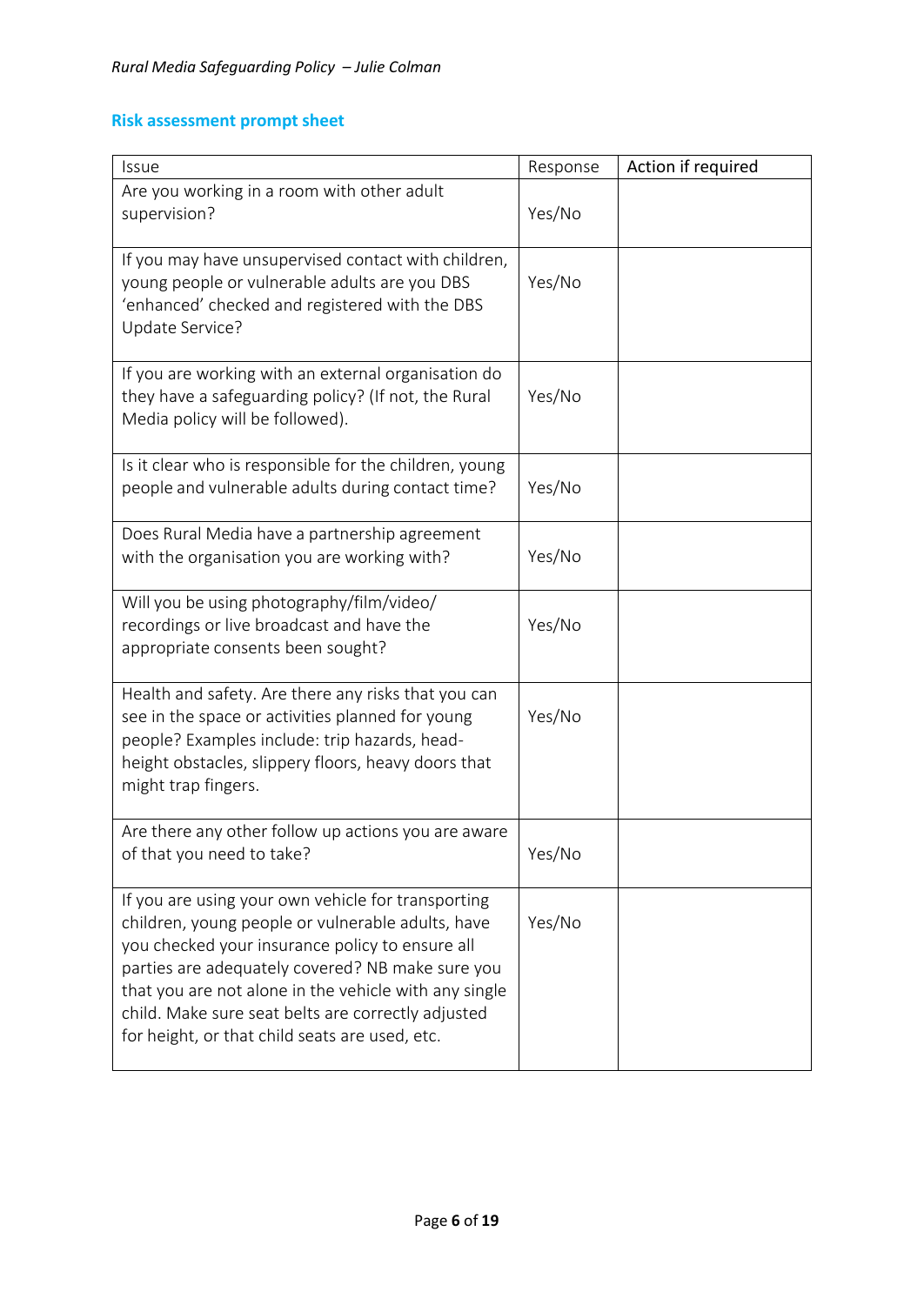## Risk assessment prompt sheet

| Issue | Response | Action if required |
|---|---|---|
| Are you working in a room with other adult supervision? | Yes/No | |
| If you may have unsupervised contact with children, young people or vulnerable adults are you DBS 'enhanced' checked and registered with the DBS Update Service? | Yes/No | |
| If you are working with an external organisation do they have a safeguarding policy? (If not, the Rural Media policy will be followed). | Yes/No | |
| Is it clear who is responsible for the children, young people and vulnerable adults during contact time? | Yes/No | |
| Does Rural Media have a partnership agreement with the organisation you are working with? | Yes/No | |
| Will you be using photography/film/video/ recordings or live broadcast and have the appropriate consents been sought? | Yes/No | |
| Health and safety. Are there any risks that you can see in the space or activities planned for young people? Examples include: trip hazards, head-height obstacles, slippery floors, heavy doors that might trap fingers. | Yes/No | |
| Are there any other follow up actions you are aware of that you need to take? | Yes/No | |
| If you are using your own vehicle for transporting children, young people or vulnerable adults, have you checked your insurance policy to ensure all parties are adequately covered? NB make sure you that you are not alone in the vehicle with any single child. Make sure seat belts are correctly adjusted for height, or that child seats are used, etc. | Yes/No | |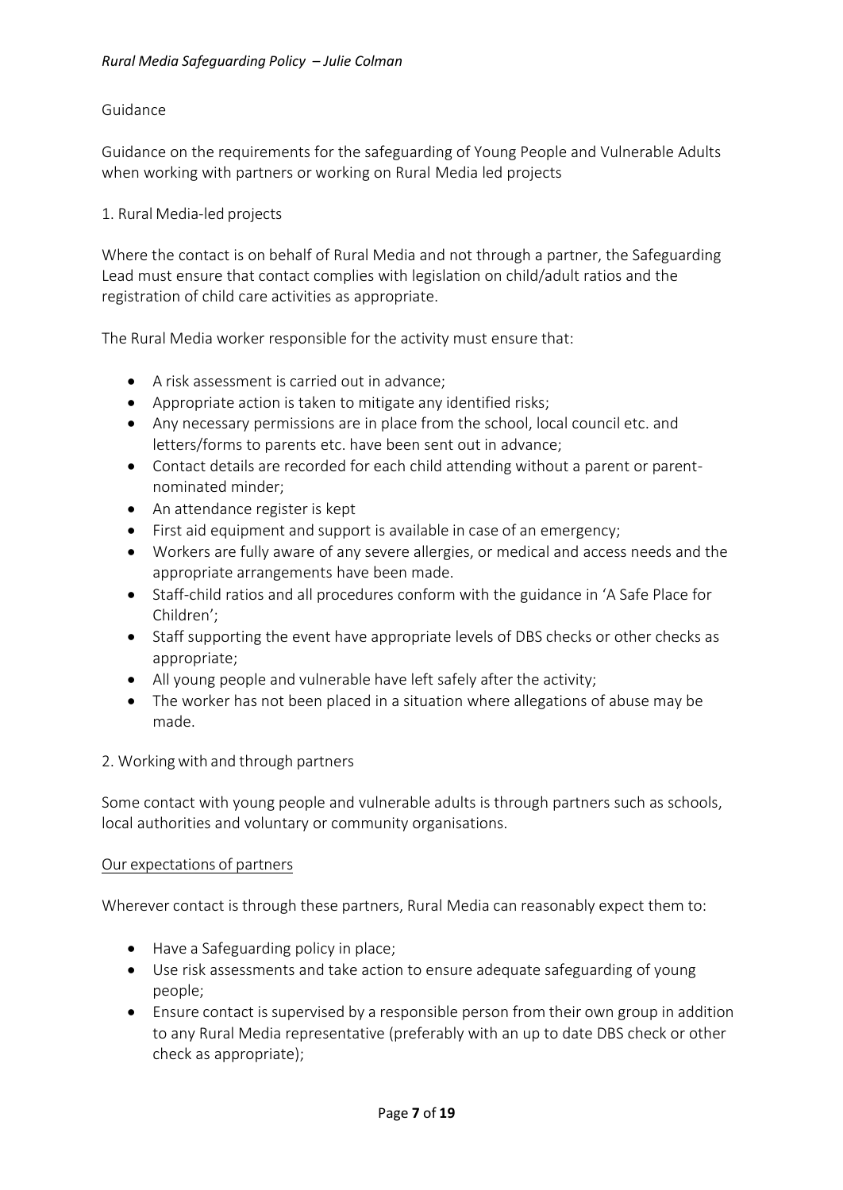## Guidance

Guidance on the requirements for the safeguarding of Young People and Vulnerable Adults when working with partners or working on Rural Media led projects

### 1. Rural Media-led projects

Where the contact is on behalf of Rural Media and not through a partner, the Safeguarding Lead must ensure that contact complies with legislation on child/adult ratios and the registration of child care activities as appropriate.

The Rural Media worker responsible for the activity must ensure that:

- A risk assessment is carried out in advance;
- Appropriate action is taken to mitigate any identified risks;
- Any necessary permissions are in place from the school, local council etc. and letters/forms to parents etc. have been sent out in advance;
- Contact details are recorded for each child attending without a parent or parent-nominated minder;
- An attendance register is kept
- First aid equipment and support is available in case of an emergency;
- Workers are fully aware of any severe allergies, or medical and access needs and the appropriate arrangements have been made.
- Staff-child ratios and all procedures conform with the guidance in 'A Safe Place for Children';
- Staff supporting the event have appropriate levels of DBS checks or other checks as appropriate;
- All young people and vulnerable have left safely after the activity;
- The worker has not been placed in a situation where allegations of abuse may be made.

### 2. Working with and through partners

Some contact with young people and vulnerable adults is through partners such as schools, local authorities and voluntary or community organisations.

#### Our expectations of partners

Wherever contact is through these partners, Rural Media can reasonably expect them to:

- Have a Safeguarding policy in place;
- Use risk assessments and take action to ensure adequate safeguarding of young people;
- Ensure contact is supervised by a responsible person from their own group in addition to any Rural Media representative (preferably with an up to date DBS check or other check as appropriate);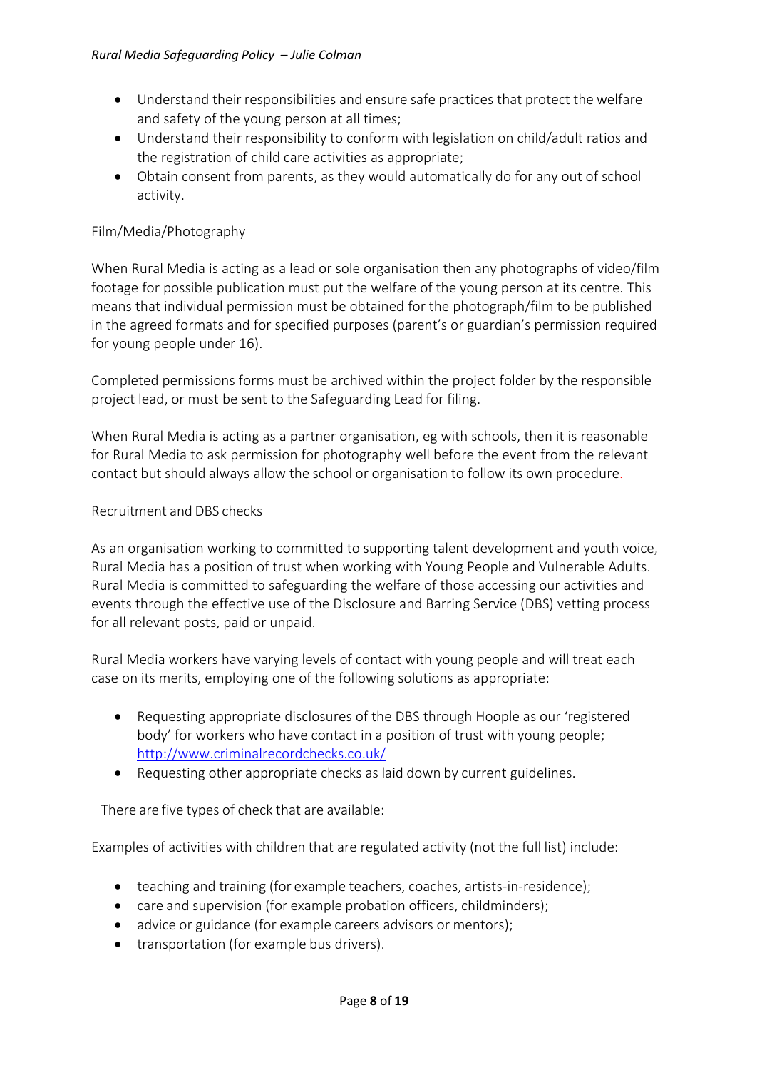- Understand their responsibilities and ensure safe practices that protect the welfare and safety of the young person at all times;
- Understand their responsibility to conform with legislation on child/adult ratios and the registration of child care activities as appropriate;
- Obtain consent from parents, as they would automatically do for any out of school activity.

Film/Media/Photography

When Rural Media is acting as a lead or sole organisation then any photographs of video/film footage for possible publication must put the welfare of the young person at its centre. This means that individual permission must be obtained for the photograph/film to be published in the agreed formats and for specified purposes (parent's or guardian's permission required for young people under 16).

Completed permissions forms must be archived within the project folder by the responsible project lead, or must be sent to the Safeguarding Lead for filing.

When Rural Media is acting as a partner organisation, eg with schools, then it is reasonable for Rural Media to ask permission for photography well before the event from the relevant contact but should always allow the school or organisation to follow its own procedure.

Recruitment and DBS checks

As an organisation working to committed to supporting talent development and youth voice, Rural Media has a position of trust when working with Young People and Vulnerable Adults. Rural Media is committed to safeguarding the welfare of those accessing our activities and events through the effective use of the Disclosure and Barring Service (DBS) vetting process for all relevant posts, paid or unpaid.

Rural Media workers have varying levels of contact with young people and will treat each case on its merits, employing one of the following solutions as appropriate:

- Requesting appropriate disclosures of the DBS through Hoople as our 'registered body' for workers who have contact in a position of trust with young people; http://www.criminalrecordchecks.co.uk/
- Requesting other appropriate checks as laid down by current guidelines.

There are five types of check that are available:

Examples of activities with children that are regulated activity (not the full list) include:

- teaching and training (for example teachers, coaches, artists-in-residence);
- care and supervision (for example probation officers, childminders);
- advice or guidance (for example careers advisors or mentors);
- transportation (for example bus drivers).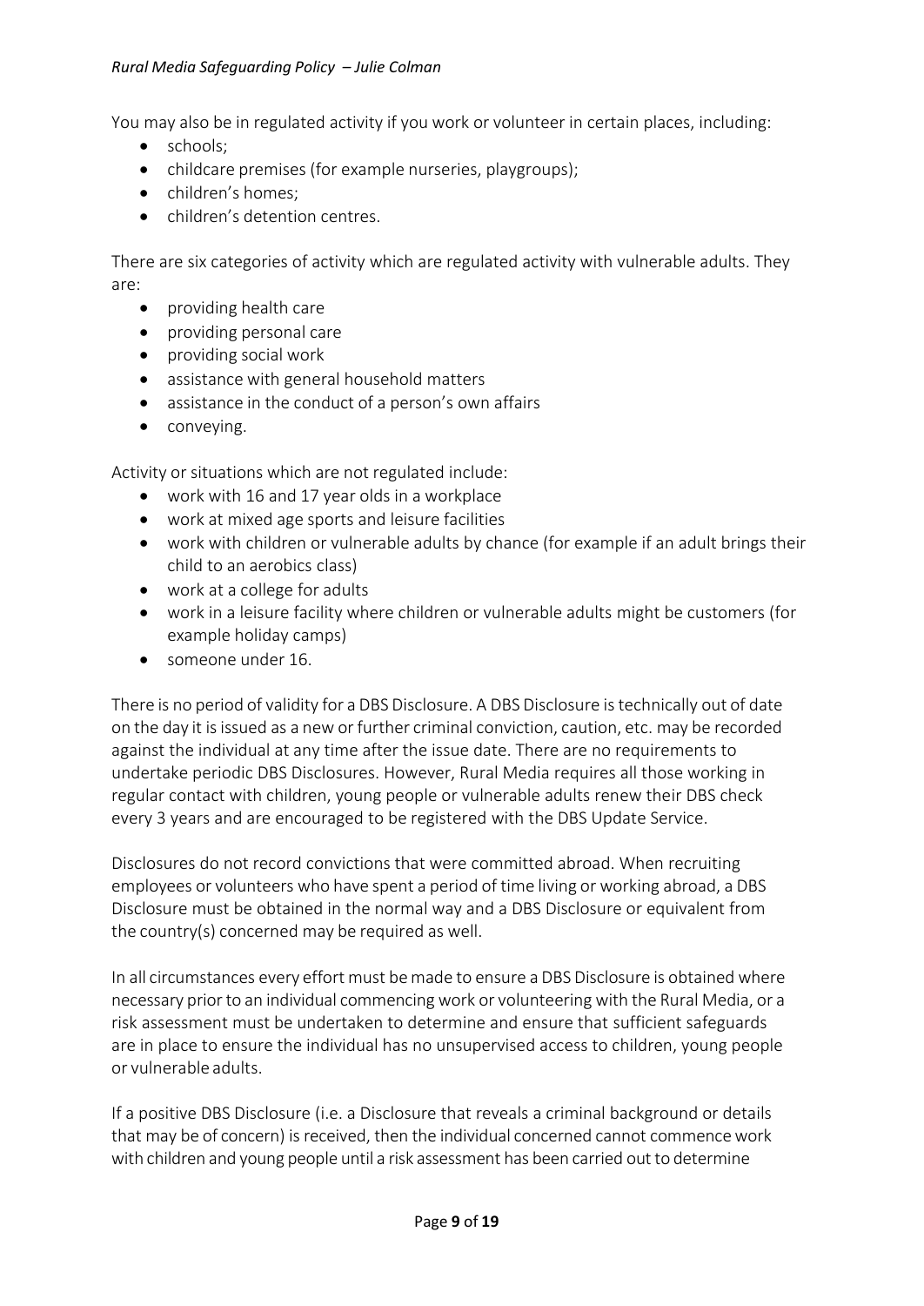You may also be in regulated activity if you work or volunteer in certain places, including:

- schools;
- childcare premises (for example nurseries, playgroups);
- children's homes;
- children's detention centres.

There are six categories of activity which are regulated activity with vulnerable adults. They are:

- providing health care
- providing personal care
- providing social work
- assistance with general household matters
- assistance in the conduct of a person's own affairs
- conveying.

Activity or situations which are not regulated include:

- work with 16 and 17 year olds in a workplace
- work at mixed age sports and leisure facilities
- work with children or vulnerable adults by chance (for example if an adult brings their child to an aerobics class)
- work at a college for adults
- work in a leisure facility where children or vulnerable adults might be customers (for example holiday camps)
- someone under 16.

There is no period of validity for a DBS Disclosure. A DBS Disclosure is technically out of date on the day it is issued as a new or further criminal conviction, caution, etc. may be recorded against the individual at any time after the issue date. There are no requirements to undertake periodic DBS Disclosures. However, Rural Media requires all those working in regular contact with children, young people or vulnerable adults renew their DBS check every 3 years and are encouraged to be registered with the DBS Update Service.

Disclosures do not record convictions that were committed abroad. When recruiting employees or volunteers who have spent a period of time living or working abroad, a DBS Disclosure must be obtained in the normal way and a DBS Disclosure or equivalent from the country(s) concerned may be required as well.

In all circumstances every effort must be made to ensure a DBS Disclosure is obtained where necessary prior to an individual commencing work or volunteering with the Rural Media, or a risk assessment must be undertaken to determine and ensure that sufficient safeguards are in place to ensure the individual has no unsupervised access to children, young people or vulnerable adults.

If a positive DBS Disclosure (i.e. a Disclosure that reveals a criminal background or details that may be of concern) is received, then the individual concerned cannot commence work with children and young people until a risk assessment has been carried out to determine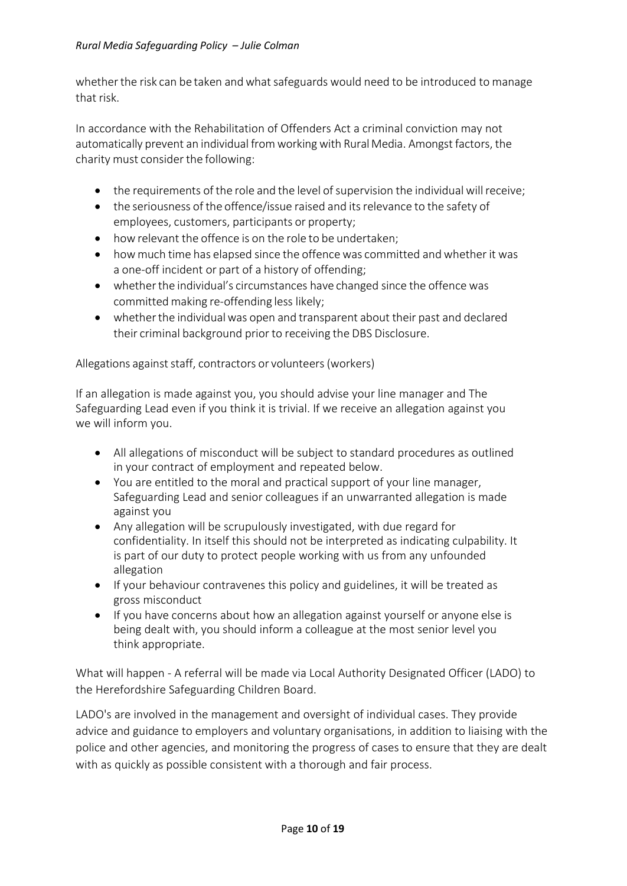whether the risk can be taken and what safeguards would need to be introduced to manage that risk.

In accordance with the Rehabilitation of Offenders Act a criminal conviction may not automatically prevent an individual from working with Rural Media. Amongst factors, the charity must consider the following:

- the requirements of the role and the level of supervision the individual will receive;
- the seriousness of the offence/issue raised and its relevance to the safety of employees, customers, participants or property;
- how relevant the offence is on the role to be undertaken;
- how much time has elapsed since the offence was committed and whether it was a one-off incident or part of a history of offending;
- whether the individual's circumstances have changed since the offence was committed making re-offending less likely;
- whether the individual was open and transparent about their past and declared their criminal background prior to receiving the DBS Disclosure.

Allegations against staff, contractors or volunteers (workers)

If an allegation is made against you, you should advise your line manager and The Safeguarding Lead even if you think it is trivial. If we receive an allegation against you we will inform you.

- All allegations of misconduct will be subject to standard procedures as outlined in your contract of employment and repeated below.
- You are entitled to the moral and practical support of your line manager, Safeguarding Lead and senior colleagues if an unwarranted allegation is made against you
- Any allegation will be scrupulously investigated, with due regard for confidentiality. In itself this should not be interpreted as indicating culpability. It is part of our duty to protect people working with us from any unfounded allegation
- If your behaviour contravenes this policy and guidelines, it will be treated as gross misconduct
- If you have concerns about how an allegation against yourself or anyone else is being dealt with, you should inform a colleague at the most senior level you think appropriate.

What will happen - A referral will be made via Local Authority Designated Officer (LADO) to the Herefordshire Safeguarding Children Board.

LADO's are involved in the management and oversight of individual cases. They provide advice and guidance to employers and voluntary organisations, in addition to liaising with the police and other agencies, and monitoring the progress of cases to ensure that they are dealt with as quickly as possible consistent with a thorough and fair process.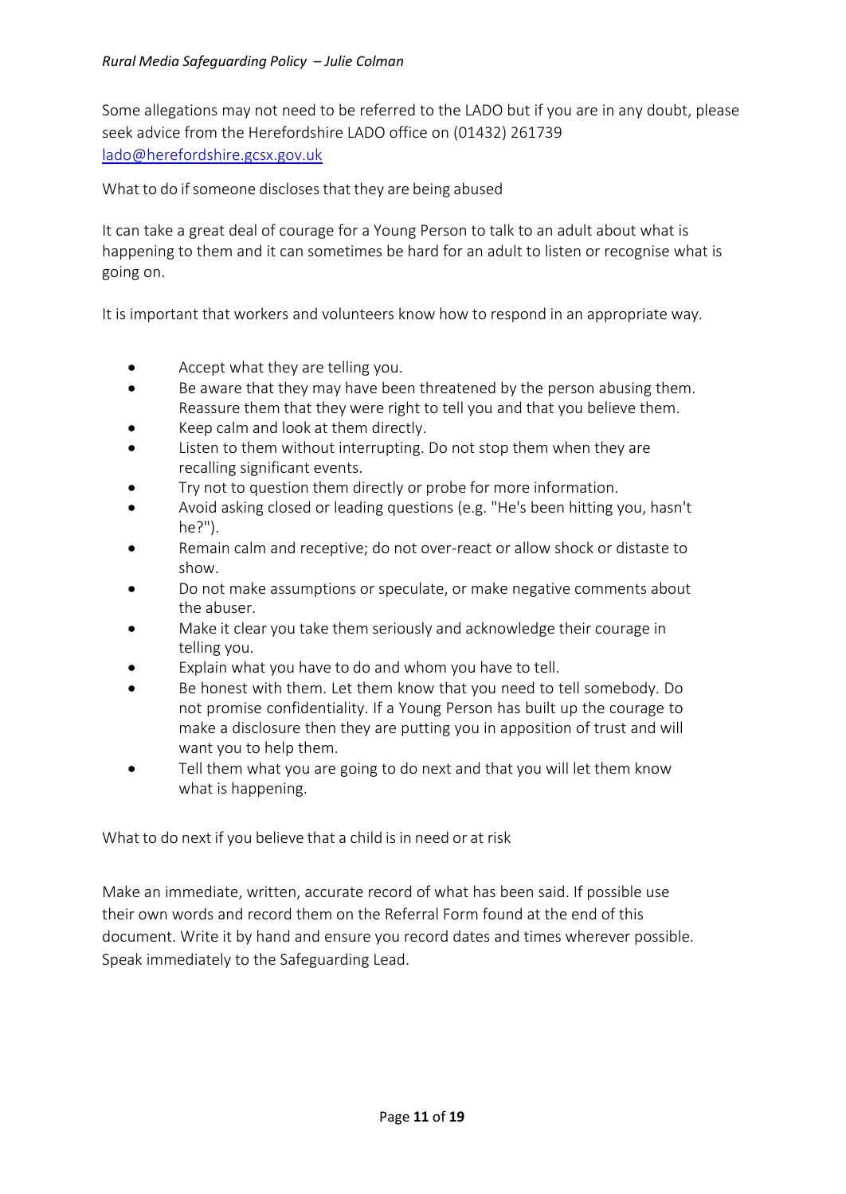Some allegations may not need to be referred to the LADO but if you are in any doubt, please seek advice from the Herefordshire LADO office on (01432) 261739 lado@herefordshire.gcsx.gov.uk

What to do if someone discloses that they are being abused

It can take a great deal of courage for a Young Person to talk to an adult about what is happening to them and it can sometimes be hard for an adult to listen or recognise what is going on.

It is important that workers and volunteers know how to respond in an appropriate way.

- Accept what they are telling you.
- Be aware that they may have been threatened by the person abusing them. Reassure them that they were right to tell you and that you believe them.
- Keep calm and look at them directly.
- Listen to them without interrupting. Do not stop them when they are recalling significant events.
- Try not to question them directly or probe for more information.
- Avoid asking closed or leading questions (e.g. "He's been hitting you, hasn't he?").
- Remain calm and receptive; do not over-react or allow shock or distaste to show.
- Do not make assumptions or speculate, or make negative comments about the abuser.
- Make it clear you take them seriously and acknowledge their courage in telling you.
- Explain what you have to do and whom you have to tell.
- Be honest with them. Let them know that you need to tell somebody. Do not promise confidentiality. If a Young Person has built up the courage to make a disclosure then they are putting you in apposition of trust and will want you to help them.
- Tell them what you are going to do next and that you will let them know what is happening.

What to do next if you believe that a child is in need or at risk

Make an immediate, written, accurate record of what has been said. If possible use their own words and record them on the Referral Form found at the end of this document. Write it by hand and ensure you record dates and times wherever possible. Speak immediately to the Safeguarding Lead.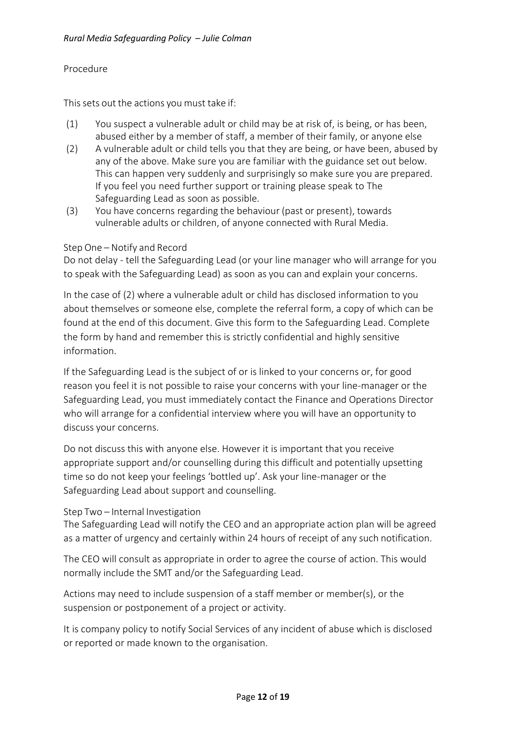## Procedure

This sets out the actions you must take if:

(1) You suspect a vulnerable adult or child may be at risk of, is being, or has been, abused either by a member of staff, a member of their family, or anyone else

(2) A vulnerable adult or child tells you that they are being, or have been, abused by any of the above. Make sure you are familiar with the guidance set out below. This can happen very suddenly and surprisingly so make sure you are prepared. If you feel you need further support or training please speak to The Safeguarding Lead as soon as possible.

(3) You have concerns regarding the behaviour (past or present), towards vulnerable adults or children, of anyone connected with Rural Media.

### Step One – Notify and Record

Do not delay - tell the Safeguarding Lead (or your line manager who will arrange for you to speak with the Safeguarding Lead) as soon as you can and explain your concerns.

In the case of (2) where a vulnerable adult or child has disclosed information to you about themselves or someone else, complete the referral form, a copy of which can be found at the end of this document. Give this form to the Safeguarding Lead. Complete the form by hand and remember this is strictly confidential and highly sensitive information.

If the Safeguarding Lead is the subject of or is linked to your concerns or, for good reason you feel it is not possible to raise your concerns with your line-manager or the Safeguarding Lead, you must immediately contact the Finance and Operations Director who will arrange for a confidential interview where you will have an opportunity to discuss your concerns.

Do not discuss this with anyone else. However it is important that you receive appropriate support and/or counselling during this difficult and potentially upsetting time so do not keep your feelings 'bottled up'. Ask your line-manager or the Safeguarding Lead about support and counselling.

### Step Two – Internal Investigation

The Safeguarding Lead will notify the CEO and an appropriate action plan will be agreed as a matter of urgency and certainly within 24 hours of receipt of any such notification.

The CEO will consult as appropriate in order to agree the course of action. This would normally include the SMT and/or the Safeguarding Lead.

Actions may need to include suspension of a staff member or member(s), or the suspension or postponement of a project or activity.

It is company policy to notify Social Services of any incident of abuse which is disclosed or reported or made known to the organisation.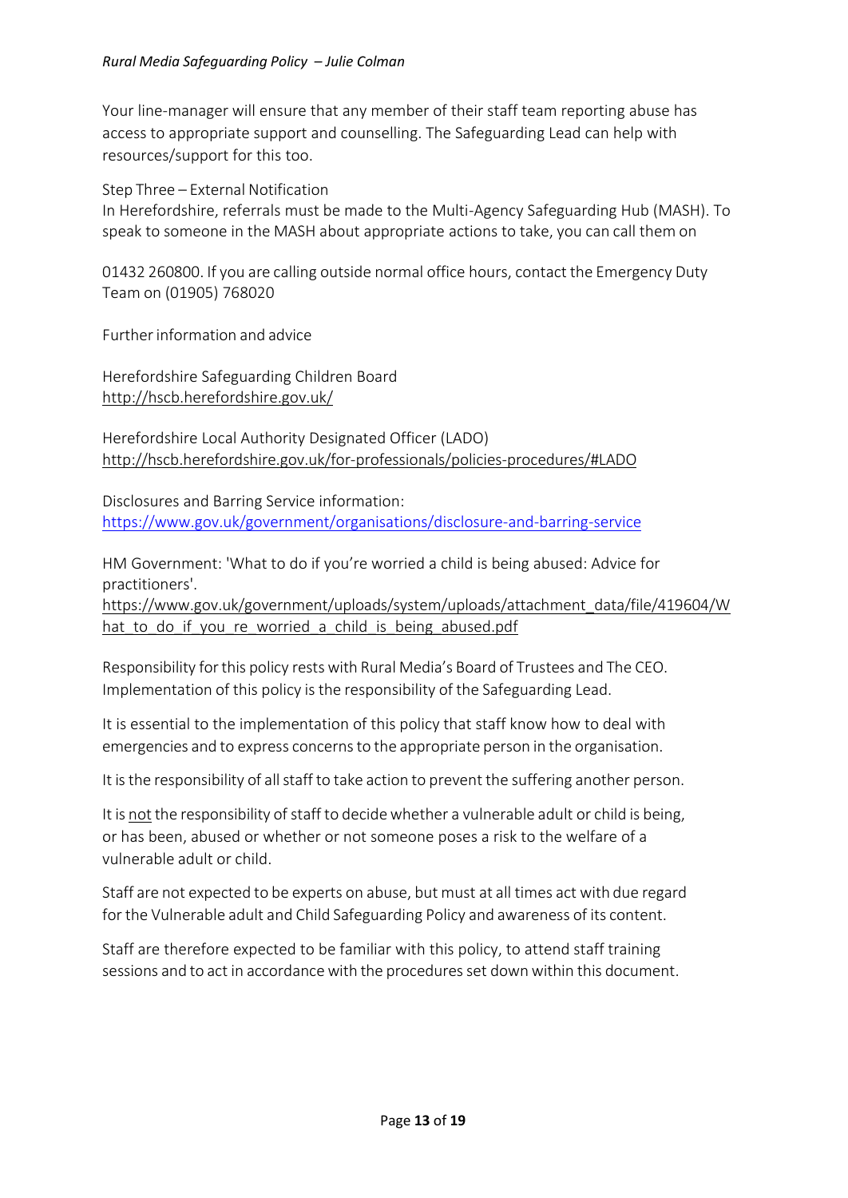Your line-manager will ensure that any member of their staff team reporting abuse has access to appropriate support and counselling. The Safeguarding Lead can help with resources/support for this too.

Step Three – External Notification

In Herefordshire, referrals must be made to the Multi-Agency Safeguarding Hub (MASH). To speak to someone in the MASH about appropriate actions to take, you can call them on

01432 260800. If you are calling outside normal office hours, contact the Emergency Duty Team on (01905) 768020

Further information and advice

Herefordshire Safeguarding Children Board
http://hscb.herefordshire.gov.uk/

Herefordshire Local Authority Designated Officer (LADO)
http://hscb.herefordshire.gov.uk/for-professionals/policies-procedures/#LADO

Disclosures and Barring Service information:
https://www.gov.uk/government/organisations/disclosure-and-barring-service

HM Government: 'What to do if you're worried a child is being abused: Advice for practitioners'.
https://www.gov.uk/government/uploads/system/uploads/attachment_data/file/419604/What_to_do_if_you_re_worried_a_child_is_being_abused.pdf

Responsibility for this policy rests with Rural Media's Board of Trustees and The CEO. Implementation of this policy is the responsibility of the Safeguarding Lead.

It is essential to the implementation of this policy that staff know how to deal with emergencies and to express concerns to the appropriate person in the organisation.

It is the responsibility of all staff to take action to prevent the suffering another person.

It is not the responsibility of staff to decide whether a vulnerable adult or child is being, or has been, abused or whether or not someone poses a risk to the welfare of a vulnerable adult or child.

Staff are not expected to be experts on abuse, but must at all times act with due regard for the Vulnerable adult and Child Safeguarding Policy and awareness of its content.

Staff are therefore expected to be familiar with this policy, to attend staff training sessions and to act in accordance with the procedures set down within this document.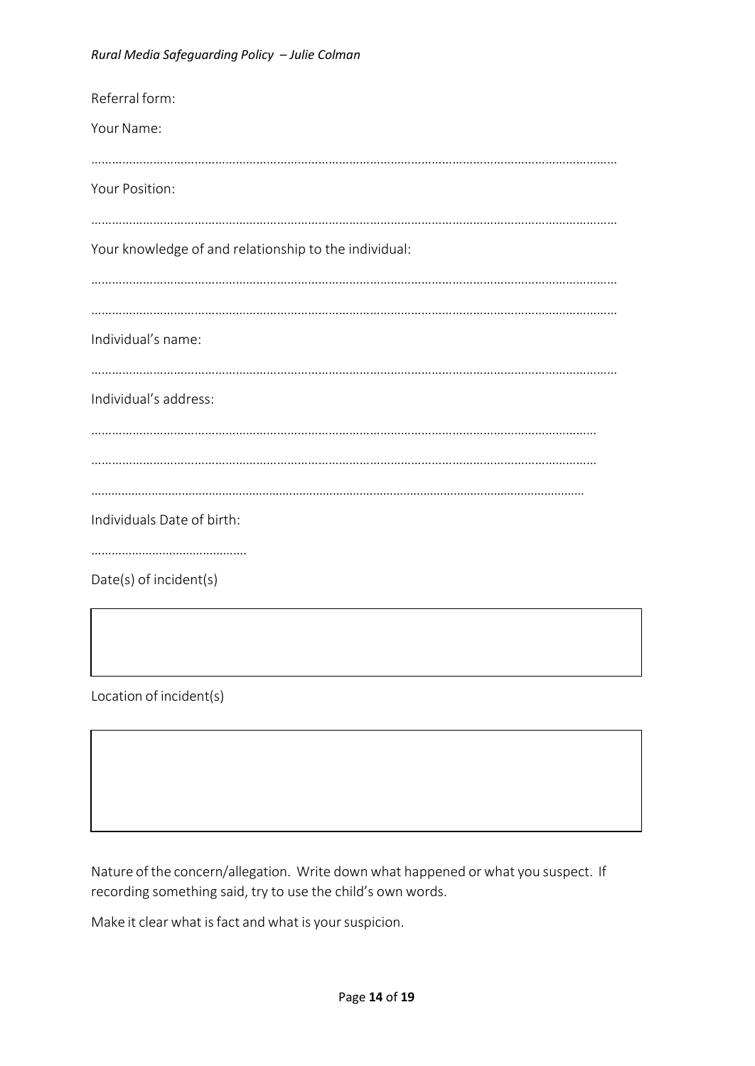Referral form:

Your Name:

……………………………………………………………………………………………………………………………………

Your Position:

……………………………………………………………………………………………………………………………………

Your knowledge of and relationship to the individual:

……………………………………………………………………………………………………………………………………

……………………………………………………………………………………………………………………………………

Individual’s name:

……………………………………………………………………………………………………………………………………

Individual’s address:

………………………………………………………………………………………………………………………………

………………………………………………………………………………………………………………………………

……………………………………………………………………………………………………………………………

Individuals Date of birth:

………………………………………

Date(s) of incident(s)

|   |
|---|
|   |

Location of incident(s)

|   |
|---|
|   |

Nature of the concern/allegation. Write down what happened or what you suspect. If recording something said, try to use the child’s own words.

Make it clear what is fact and what is your suspicion.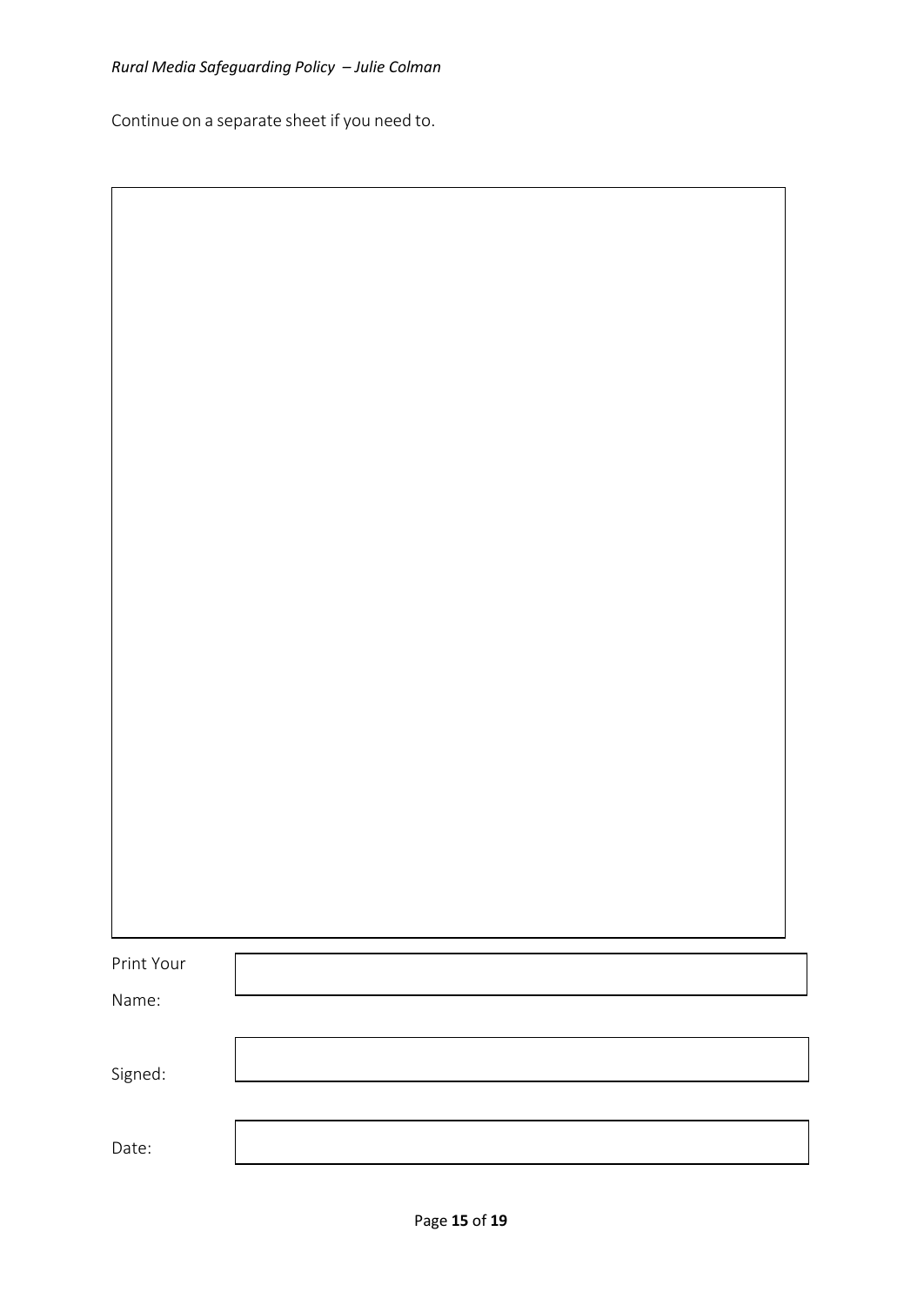Continue on a separate sheet if you need to.

| |
|---|
| |

| | |
|---|---|
| Print Your Name: | |
| Signed: | |
| Date: | |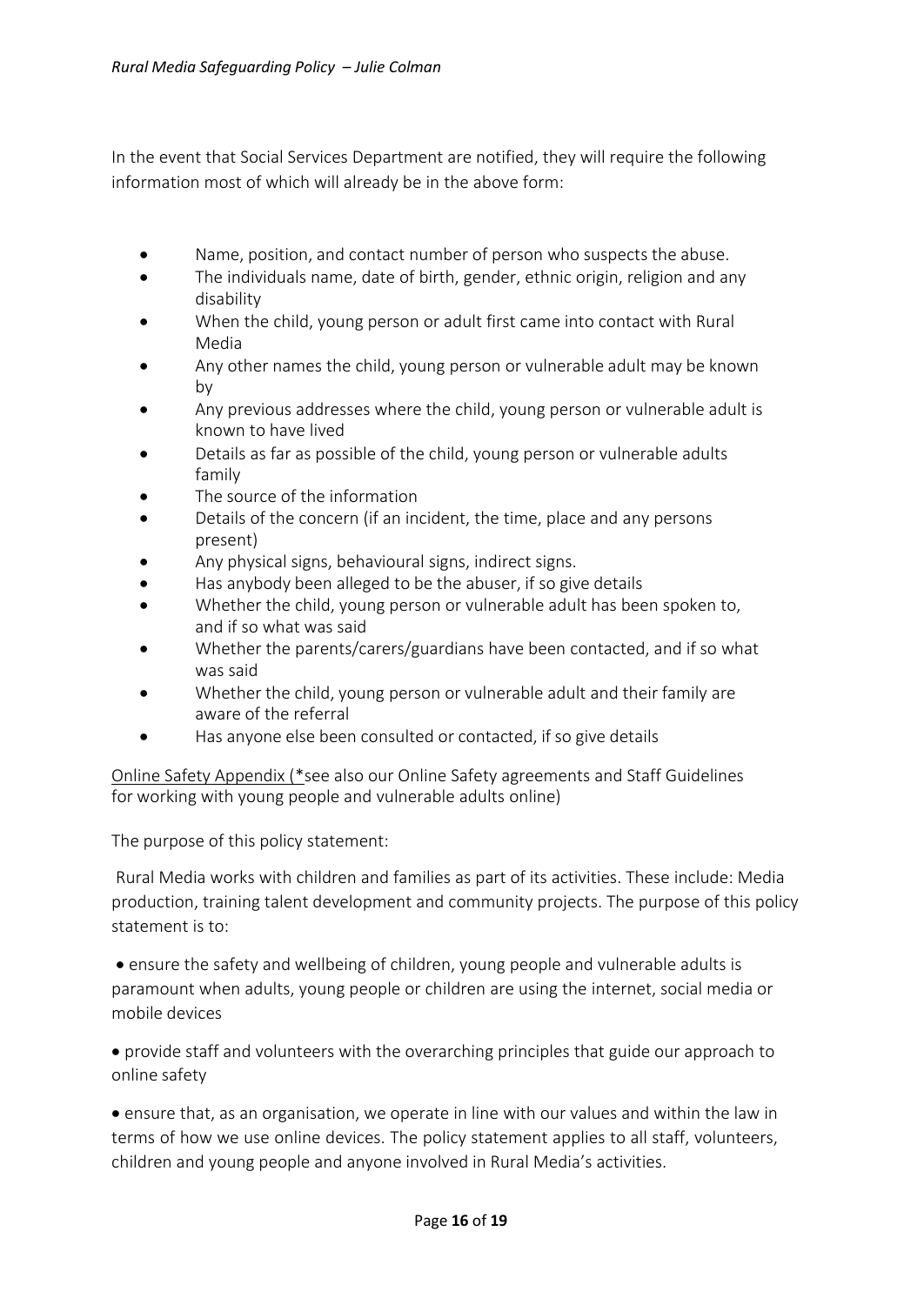In the event that Social Services Department are notified, they will require the following information most of which will already be in the above form:

- Name, position, and contact number of person who suspects the abuse.
- The individuals name, date of birth, gender, ethnic origin, religion and any disability
- When the child, young person or adult first came into contact with Rural Media
- Any other names the child, young person or vulnerable adult may be known by
- Any previous addresses where the child, young person or vulnerable adult is known to have lived
- Details as far as possible of the child, young person or vulnerable adults family
- The source of the information
- Details of the concern (if an incident, the time, place and any persons present)
- Any physical signs, behavioural signs, indirect signs.
- Has anybody been alleged to be the abuser, if so give details
- Whether the child, young person or vulnerable adult has been spoken to, and if so what was said
- Whether the parents/carers/guardians have been contacted, and if so what was said
- Whether the child, young person or vulnerable adult and their family are aware of the referral
- Has anyone else been consulted or contacted, if so give details

<u>Online Safety Appendix (*</u>see also our Online Safety agreements and Staff Guidelines for working with young people and vulnerable adults online)

The purpose of this policy statement:

Rural Media works with children and families as part of its activities. These include: Media production, training talent development and community projects. The purpose of this policy statement is to:

- ensure the safety and wellbeing of children, young people and vulnerable adults is paramount when adults, young people or children are using the internet, social media or mobile devices

- provide staff and volunteers with the overarching principles that guide our approach to online safety

- ensure that, as an organisation, we operate in line with our values and within the law in terms of how we use online devices. The policy statement applies to all staff, volunteers, children and young people and anyone involved in Rural Media's activities.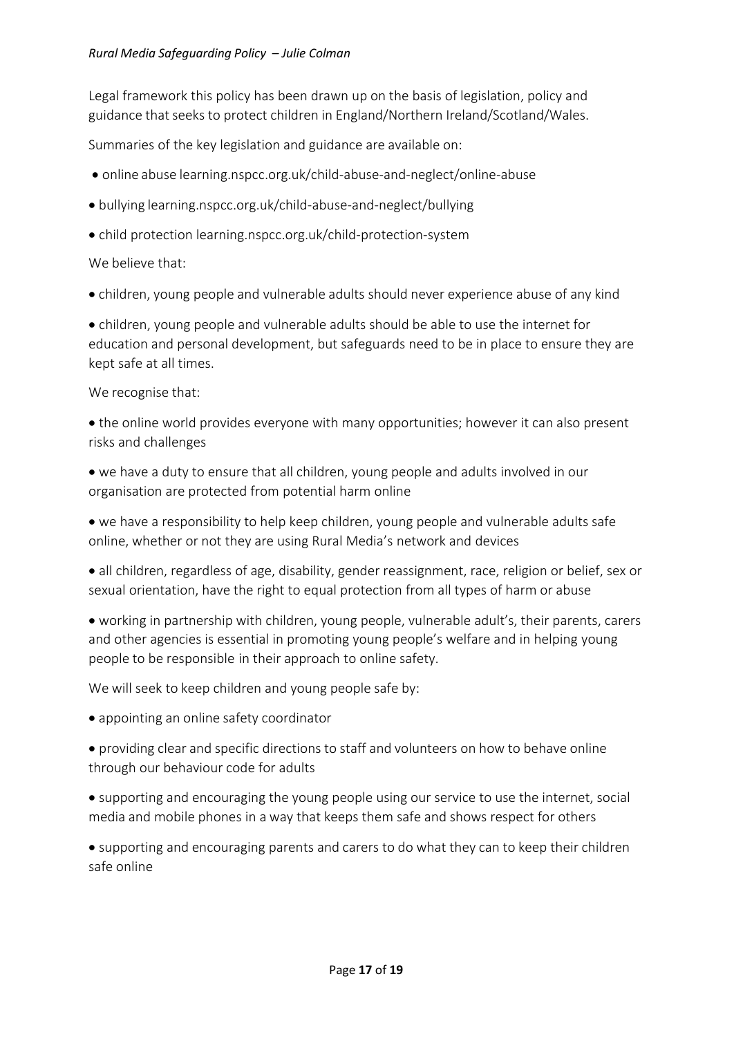Legal framework this policy has been drawn up on the basis of legislation, policy and guidance that seeks to protect children in England/Northern Ireland/Scotland/Wales.

Summaries of the key legislation and guidance are available on:

- online abuse learning.nspcc.org.uk/child-abuse-and-neglect/online-abuse
- bullying learning.nspcc.org.uk/child-abuse-and-neglect/bullying
- child protection learning.nspcc.org.uk/child-protection-system

We believe that:

- children, young people and vulnerable adults should never experience abuse of any kind
- children, young people and vulnerable adults should be able to use the internet for education and personal development, but safeguards need to be in place to ensure they are kept safe at all times.

We recognise that:

- the online world provides everyone with many opportunities; however it can also present risks and challenges
- we have a duty to ensure that all children, young people and adults involved in our organisation are protected from potential harm online
- we have a responsibility to help keep children, young people and vulnerable adults safe online, whether or not they are using Rural Media's network and devices
- all children, regardless of age, disability, gender reassignment, race, religion or belief, sex or sexual orientation, have the right to equal protection from all types of harm or abuse
- working in partnership with children, young people, vulnerable adult's, their parents, carers and other agencies is essential in promoting young people's welfare and in helping young people to be responsible in their approach to online safety.

We will seek to keep children and young people safe by:

- appointing an online safety coordinator
- providing clear and specific directions to staff and volunteers on how to behave online through our behaviour code for adults
- supporting and encouraging the young people using our service to use the internet, social media and mobile phones in a way that keeps them safe and shows respect for others
- supporting and encouraging parents and carers to do what they can to keep their children safe online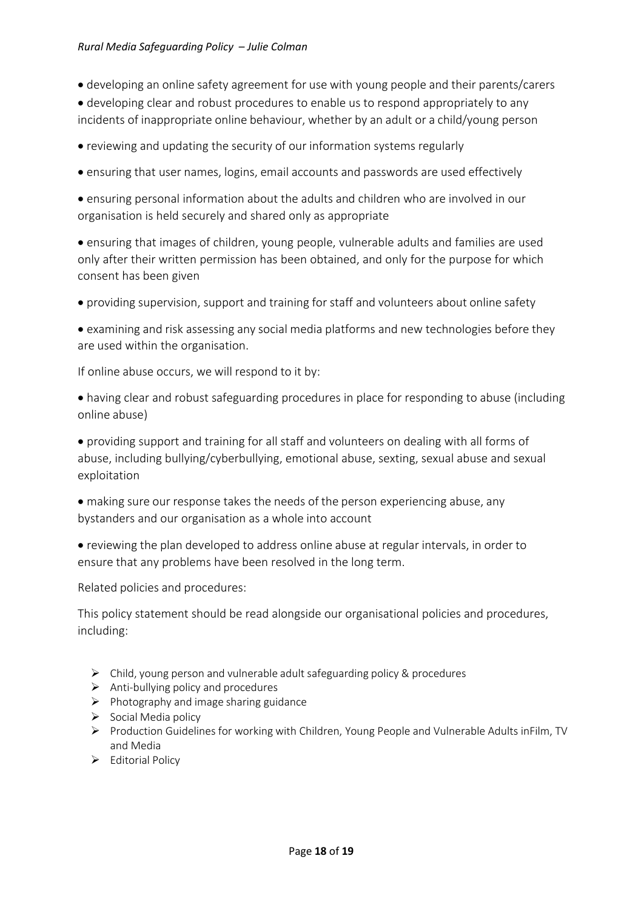- developing an online safety agreement for use with young people and their parents/carers
- developing clear and robust procedures to enable us to respond appropriately to any incidents of inappropriate online behaviour, whether by an adult or a child/young person
- reviewing and updating the security of our information systems regularly
- ensuring that user names, logins, email accounts and passwords are used effectively
- ensuring personal information about the adults and children who are involved in our organisation is held securely and shared only as appropriate
- ensuring that images of children, young people, vulnerable adults and families are used only after their written permission has been obtained, and only for the purpose for which consent has been given
- providing supervision, support and training for staff and volunteers about online safety
- examining and risk assessing any social media platforms and new technologies before they are used within the organisation.

If online abuse occurs, we will respond to it by:

- having clear and robust safeguarding procedures in place for responding to abuse (including online abuse)
- providing support and training for all staff and volunteers on dealing with all forms of abuse, including bullying/cyberbullying, emotional abuse, sexting, sexual abuse and sexual exploitation
- making sure our response takes the needs of the person experiencing abuse, any bystanders and our organisation as a whole into account
- reviewing the plan developed to address online abuse at regular intervals, in order to ensure that any problems have been resolved in the long term.

Related policies and procedures:

This policy statement should be read alongside our organisational policies and procedures, including:

- Child, young person and vulnerable adult safeguarding policy & procedures
- Anti-bullying policy and procedures
- Photography and image sharing guidance
- Social Media policy
- Production Guidelines for working with Children, Young People and Vulnerable Adults inFilm, TV and Media
- Editorial Policy